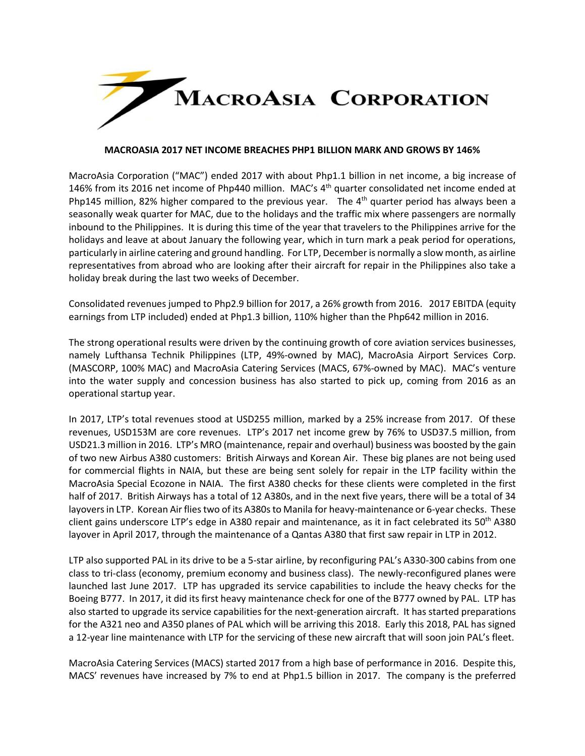MACROASIA CORPORATION

# MACROASIA 2017 NET INCOME BREACHES PHP1 BILLION MARK AND GROWS BY 146%

MacroAsia Corporation ("MAC") ended 2017 with about Php1.1 billion in net income, a big increase of 146% from its 2016 net income of Php440 million. MAC's 4th quarter consolidated net income ended at Php145 million, 82% higher compared to the previous year. The 4th quarter period has always been a seasonally weak quarter for MAC, due to the holidays and the traffic mix where passengers are normally inbound to the Philippines. It is during this time of the year that travelers to the Philippines arrive for the holidays and leave at about January the following year, which in turn mark a peak period for operations, particularly in airline catering and ground handling. For LTP, December is normally a slow month, as airline representatives from abroad who are looking after their aircraft for repair in the Philippines also take a holiday break during the last two weeks of December.

Consolidated revenues jumped to Php2.9 billion for 2017, a 26% growth from 2016. 2017 EBITDA (equity earnings from LTP included) ended at Php1.3 billion, 110% higher than the Php642 million in 2016.

The strong operational results were driven by the continuing growth of core aviation services businesses, namely Lufthansa Technik Philippines (LTP, 49%-owned by MAC), MacroAsia Airport Services Corp. (MASCORP, 100% MAC) and MacroAsia Catering Services (MACS, 67%-owned by MAC). MAC's venture into the water supply and concession business has also started to pick up, coming from 2016 as an operational startup year.

In 2017, LTP's total revenues stood at USD255 million, marked by a 25% increase from 2017. Of these revenues, USD153M are core revenues. LTP's 2017 net income grew by 76% to USD37.5 million, from USD21.3 million in 2016. LTP's MRO (maintenance, repair and overhaul) business was boosted by the gain of two new Airbus A380 customers: British Airways and Korean Air. These big planes are not being used for commercial flights in NAIA, but these are being sent solely for repair in the LTP facility within the MacroAsia Special Ecozone in NAIA. The first A380 checks for these clients were completed in the first half of 2017. British Airways has a total of 12 A380s, and in the next five years, there will be a total of 34 layovers in LTP. Korean Air flies two of its A380s to Manila for heavy-maintenance or 6-year checks. These client gains underscore LTP's edge in A380 repair and maintenance, as it in fact celebrated its 50th A380 layover in April 2017, through the maintenance of a Qantas A380 that first saw repair in LTP in 2012.

LTP also supported PAL in its drive to be a 5-star airline, by reconfiguring PAL's A330-300 cabins from one class to tri-class (economy, premium economy and business class). The newly-reconfigured planes were launched last June 2017. LTP has upgraded its service capabilities to include the heavy checks for the Boeing B777. In 2017, it did its first heavy maintenance check for one of the B777 owned by PAL. LTP has also started to upgrade its service capabilities for the next-generation aircraft. It has started preparations for the A321 neo and A350 planes of PAL which will be arriving this 2018. Early this 2018, PAL has signed a 12-year line maintenance with LTP for the servicing of these new aircraft that will soon join PAL's fleet.

MacroAsia Catering Services (MACS) started 2017 from a high base of performance in 2016. Despite this, MACS' revenues have increased by 7% to end at Php1.5 billion in 2017. The company is the preferred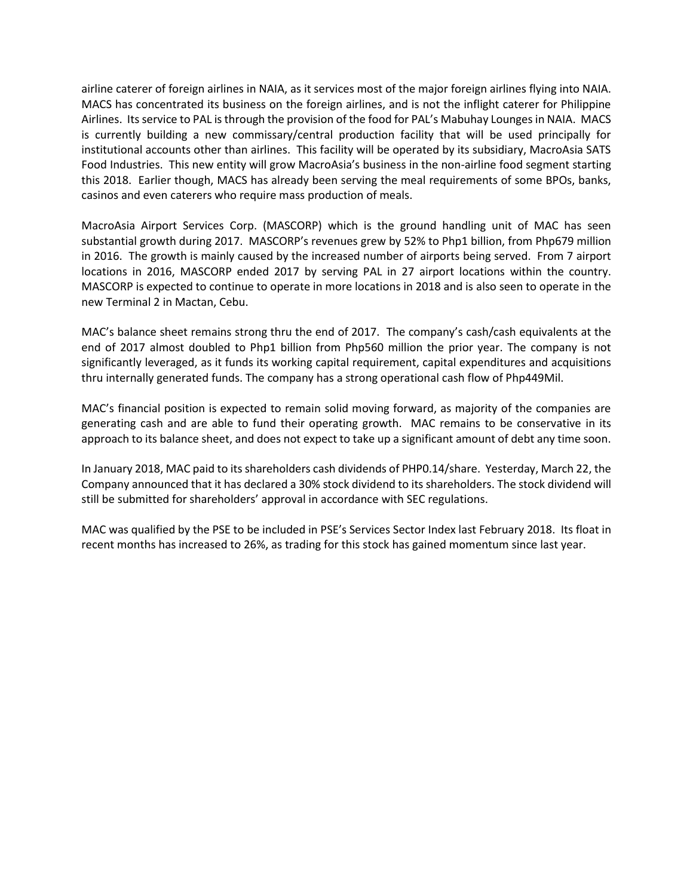airline caterer of foreign airlines in NAIA, as it services most of the major foreign airlines flying into NAIA. MACS has concentrated its business on the foreign airlines, and is not the inflight caterer for Philippine Airlines. Its service to PAL is through the provision of the food for PAL's Mabuhay Lounges in NAIA. MACS is currently building a new commissary/central production facility that will be used principally for institutional accounts other than airlines. This facility will be operated by its subsidiary, MacroAsia SATS Food Industries. This new entity will grow MacroAsia's business in the non-airline food segment starting this 2018. Earlier though, MACS has already been serving the meal requirements of some BPOs, banks, casinos and even caterers who require mass production of meals.

MacroAsia Airport Services Corp. (MASCORP) which is the ground handling unit of MAC has seen substantial growth during 2017. MASCORP's revenues grew by 52% to Php1 billion, from Php679 million in 2016. The growth is mainly caused by the increased number of airports being served. From 7 airport locations in 2016, MASCORP ended 2017 by serving PAL in 27 airport locations within the country. MASCORP is expected to continue to operate in more locations in 2018 and is also seen to operate in the new Terminal 2 in Mactan, Cebu.

MAC's balance sheet remains strong thru the end of 2017. The company's cash/cash equivalents at the end of 2017 almost doubled to Php1 billion from Php560 million the prior year. The company is not significantly leveraged, as it funds its working capital requirement, capital expenditures and acquisitions thru internally generated funds. The company has a strong operational cash flow of Php449Mil.

MAC's financial position is expected to remain solid moving forward, as majority of the companies are generating cash and are able to fund their operating growth. MAC remains to be conservative in its approach to its balance sheet, and does not expect to take up a significant amount of debt any time soon.

In January 2018, MAC paid to its shareholders cash dividends of PHP0.14/share. Yesterday, March 22, the Company announced that it has declared a 30% stock dividend to its shareholders. The stock dividend will still be submitted for shareholders' approval in accordance with SEC regulations.

MAC was qualified by the PSE to be included in PSE's Services Sector Index last February 2018. Its float in recent months has increased to 26%, as trading for this stock has gained momentum since last year.